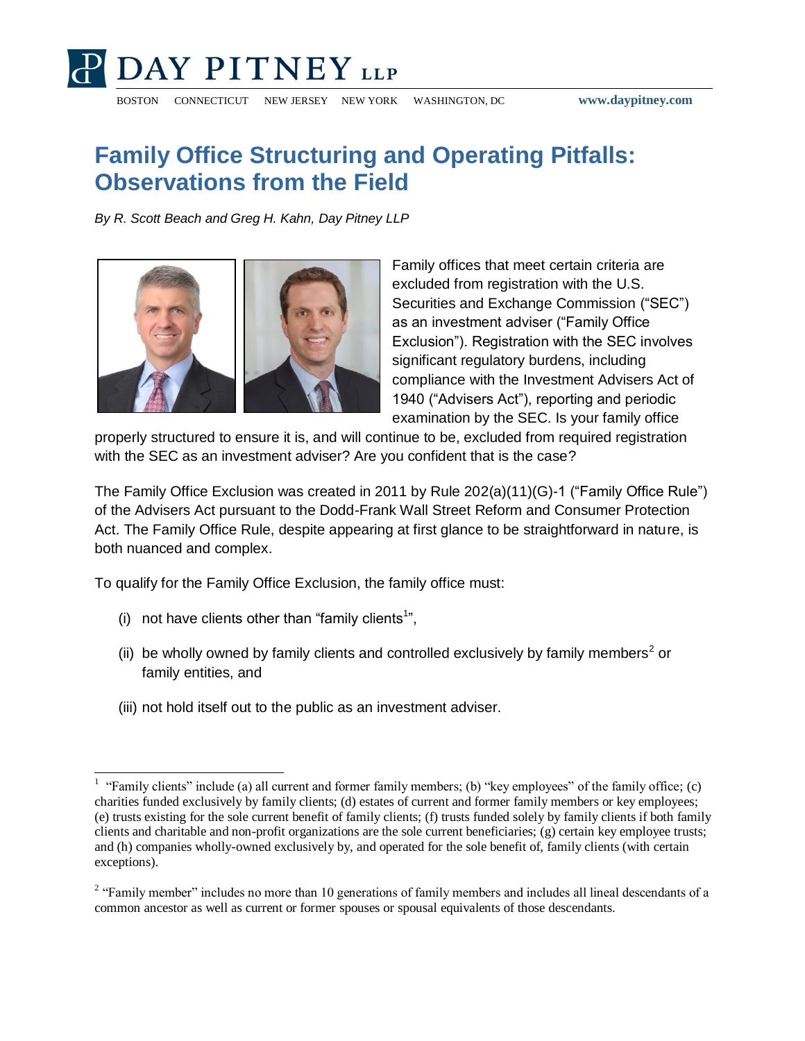# Family Office Structuring and Operating Pitfalls: Observations from the Field

*By R. Scott Beach and Greg H. Kahn, Day Pitney LLP*

Family offices that meet certain criteria are excluded from registration with the U.S. Securities and Exchange Commission ("SEC") as an investment adviser ("Family Office Exclusion"). Registration with the SEC involves significant regulatory burdens, including compliance with the Investment Advisers Act of 1940 ("Advisers Act"), reporting and periodic examination by the SEC. Is your family office properly structured to ensure it is, and will continue to be, excluded from required registration with the SEC as an investment adviser? Are you confident that is the case?

The Family Office Exclusion was created in 2011 by Rule 202(a)(11)(G)-1 ("Family Office Rule") of the Advisers Act pursuant to the Dodd-Frank Wall Street Reform and Consumer Protection Act. The Family Office Rule, despite appearing at first glance to be straightforward in nature, is both nuanced and complex.

To qualify for the Family Office Exclusion, the family office must:

(i) not have clients other than "family clients[1]",

(ii) be wholly owned by family clients and controlled exclusively by family members[2] or family entities, and

(iii) not hold itself out to the public as an investment adviser.

---

[1] "Family clients" include (a) all current and former family members; (b) "key employees" of the family office; (c) charities funded exclusively by family clients; (d) estates of current and former family members or key employees; (e) trusts existing for the sole current benefit of family clients; (f) trusts funded solely by family clients if both family clients and charitable and non-profit organizations are the sole current beneficiaries; (g) certain key employee trusts; and (h) companies wholly-owned exclusively by, and operated for the sole benefit of, family clients (with certain exceptions).

[2] "Family member" includes no more than 10 generations of family members and includes all lineal descendants of a common ancestor as well as current or former spouses or spousal equivalents of those descendants.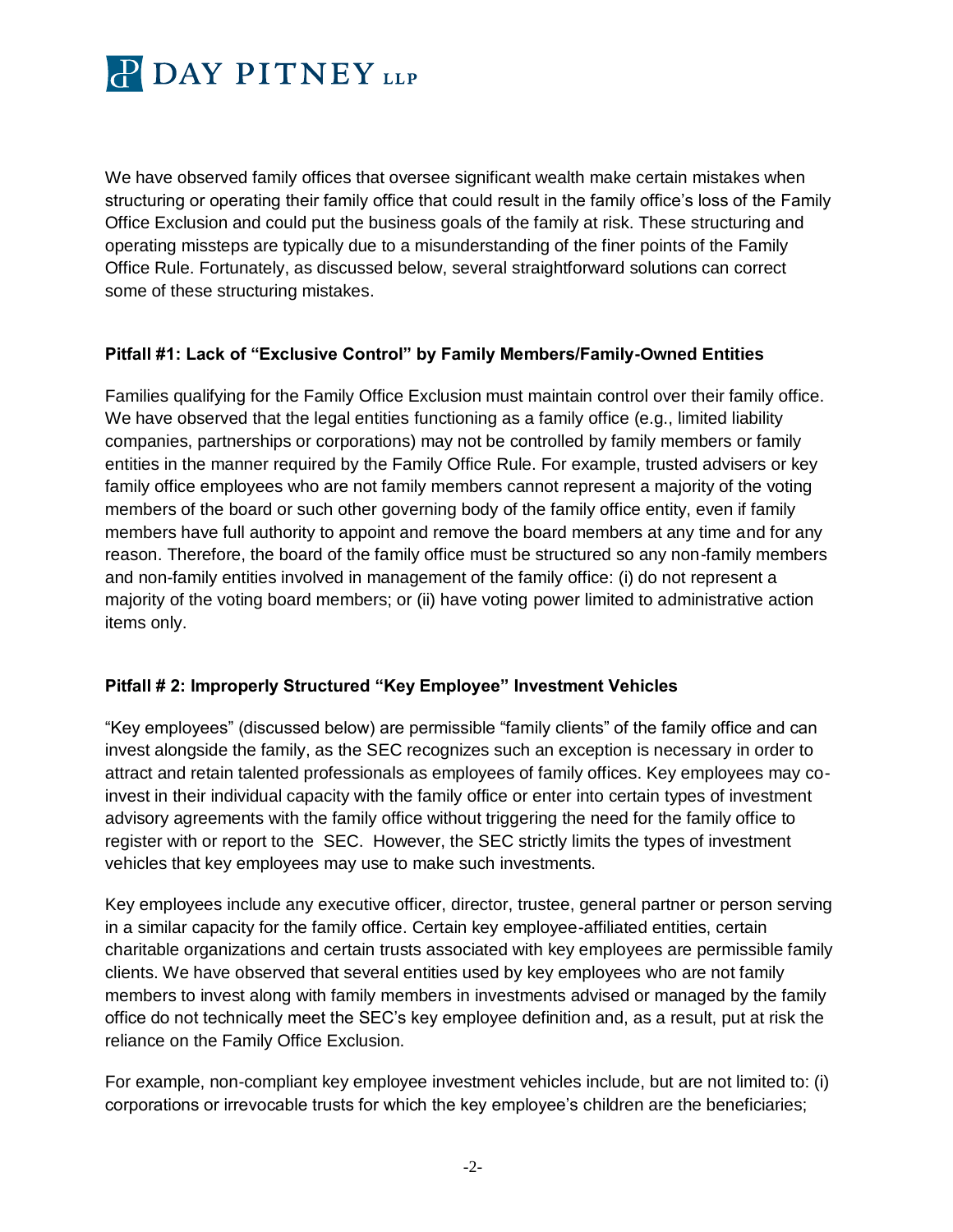We have observed family offices that oversee significant wealth make certain mistakes when structuring or operating their family office that could result in the family office's loss of the Family Office Exclusion and could put the business goals of the family at risk. These structuring and operating missteps are typically due to a misunderstanding of the finer points of the Family Office Rule. Fortunately, as discussed below, several straightforward solutions can correct some of these structuring mistakes.

**Pitfall #1: Lack of "Exclusive Control" by Family Members/Family-Owned Entities**

Families qualifying for the Family Office Exclusion must maintain control over their family office. We have observed that the legal entities functioning as a family office (e.g., limited liability companies, partnerships or corporations) may not be controlled by family members or family entities in the manner required by the Family Office Rule. For example, trusted advisers or key family office employees who are not family members cannot represent a majority of the voting members of the board or such other governing body of the family office entity, even if family members have full authority to appoint and remove the board members at any time and for any reason. Therefore, the board of the family office must be structured so any non-family members and non-family entities involved in management of the family office: (i) do not represent a majority of the voting board members; or (ii) have voting power limited to administrative action items only.

**Pitfall # 2: Improperly Structured "Key Employee" Investment Vehicles**

"Key employees" (discussed below) are permissible "family clients" of the family office and can invest alongside the family, as the SEC recognizes such an exception is necessary in order to attract and retain talented professionals as employees of family offices. Key employees may co-invest in their individual capacity with the family office or enter into certain types of investment advisory agreements with the family office without triggering the need for the family office to register with or report to the SEC. However, the SEC strictly limits the types of investment vehicles that key employees may use to make such investments.

Key employees include any executive officer, director, trustee, general partner or person serving in a similar capacity for the family office. Certain key employee-affiliated entities, certain charitable organizations and certain trusts associated with key employees are permissible family clients. We have observed that several entities used by key employees who are not family members to invest along with family members in investments advised or managed by the family office do not technically meet the SEC's key employee definition and, as a result, put at risk the reliance on the Family Office Exclusion.

For example, non-compliant key employee investment vehicles include, but are not limited to: (i) corporations or irrevocable trusts for which the key employee's children are the beneficiaries;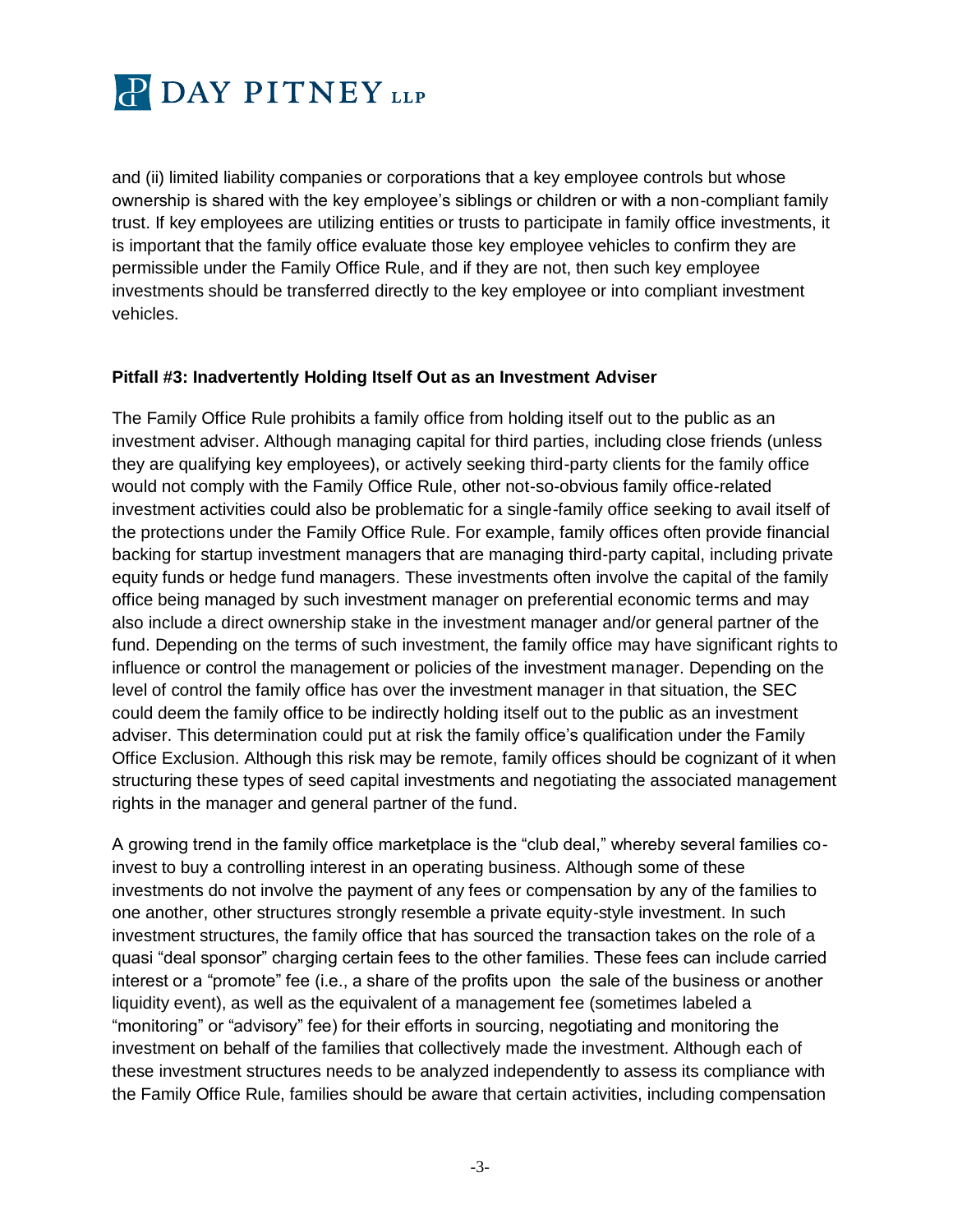and (ii) limited liability companies or corporations that a key employee controls but whose ownership is shared with the key employee's siblings or children or with a non-compliant family trust. If key employees are utilizing entities or trusts to participate in family office investments, it is important that the family office evaluate those key employee vehicles to confirm they are permissible under the Family Office Rule, and if they are not, then such key employee investments should be transferred directly to the key employee or into compliant investment vehicles.

**Pitfall #3: Inadvertently Holding Itself Out as an Investment Adviser**

The Family Office Rule prohibits a family office from holding itself out to the public as an investment adviser. Although managing capital for third parties, including close friends (unless they are qualifying key employees), or actively seeking third-party clients for the family office would not comply with the Family Office Rule, other not-so-obvious family office-related investment activities could also be problematic for a single-family office seeking to avail itself of the protections under the Family Office Rule. For example, family offices often provide financial backing for startup investment managers that are managing third-party capital, including private equity funds or hedge fund managers. These investments often involve the capital of the family office being managed by such investment manager on preferential economic terms and may also include a direct ownership stake in the investment manager and/or general partner of the fund. Depending on the terms of such investment, the family office may have significant rights to influence or control the management or policies of the investment manager. Depending on the level of control the family office has over the investment manager in that situation, the SEC could deem the family office to be indirectly holding itself out to the public as an investment adviser. This determination could put at risk the family office's qualification under the Family Office Exclusion. Although this risk may be remote, family offices should be cognizant of it when structuring these types of seed capital investments and negotiating the associated management rights in the manager and general partner of the fund.

A growing trend in the family office marketplace is the "club deal," whereby several families co-invest to buy a controlling interest in an operating business. Although some of these investments do not involve the payment of any fees or compensation by any of the families to one another, other structures strongly resemble a private equity-style investment. In such investment structures, the family office that has sourced the transaction takes on the role of a quasi "deal sponsor" charging certain fees to the other families. These fees can include carried interest or a "promote" fee (i.e., a share of the profits upon the sale of the business or another liquidity event), as well as the equivalent of a management fee (sometimes labeled a "monitoring" or "advisory" fee) for their efforts in sourcing, negotiating and monitoring the investment on behalf of the families that collectively made the investment. Although each of these investment structures needs to be analyzed independently to assess its compliance with the Family Office Rule, families should be aware that certain activities, including compensation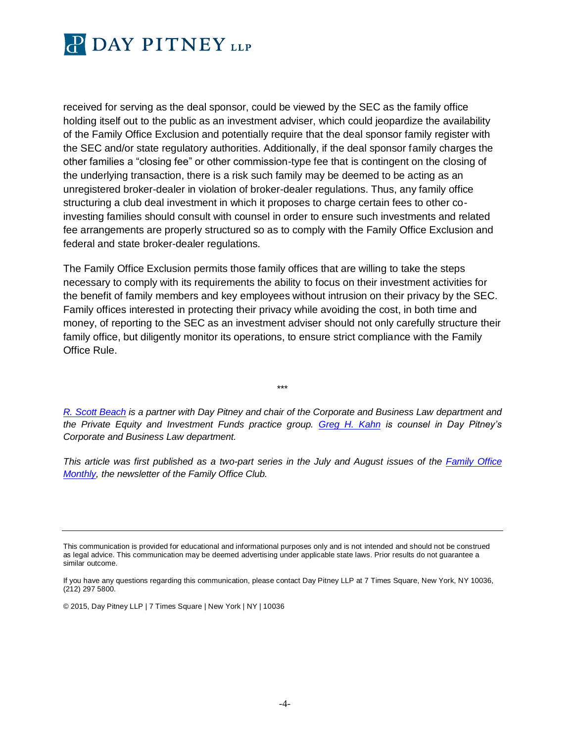received for serving as the deal sponsor, could be viewed by the SEC as the family office holding itself out to the public as an investment adviser, which could jeopardize the availability of the Family Office Exclusion and potentially require that the deal sponsor family register with the SEC and/or state regulatory authorities. Additionally, if the deal sponsor family charges the other families a "closing fee" or other commission-type fee that is contingent on the closing of the underlying transaction, there is a risk such family may be deemed to be acting as an unregistered broker-dealer in violation of broker-dealer regulations. Thus, any family office structuring a club deal investment in which it proposes to charge certain fees to other co-investing families should consult with counsel in order to ensure such investments and related fee arrangements are properly structured so as to comply with the Family Office Exclusion and federal and state broker-dealer regulations.

The Family Office Exclusion permits those family offices that are willing to take the steps necessary to comply with its requirements the ability to focus on their investment activities for the benefit of family members and key employees without intrusion on their privacy by the SEC. Family offices interested in protecting their privacy while avoiding the cost, in both time and money, of reporting to the SEC as an investment adviser should not only carefully structure their family office, but diligently monitor its operations, to ensure strict compliance with the Family Office Rule.

***

*R. Scott Beach is a partner with Day Pitney and chair of the Corporate and Business Law department and the Private Equity and Investment Funds practice group. Greg H. Kahn is counsel in Day Pitney's Corporate and Business Law department.*

*This article was first published as a two-part series in the July and August issues of the Family Office Monthly, the newsletter of the Family Office Club.*

---

This communication is provided for educational and informational purposes only and is not intended and should not be construed as legal advice. This communication may be deemed advertising under applicable state laws. Prior results do not guarantee a similar outcome.

If you have any questions regarding this communication, please contact Day Pitney LLP at 7 Times Square, New York, NY 10036, (212) 297 5800.

© 2015, Day Pitney LLP | 7 Times Square | New York | NY | 10036